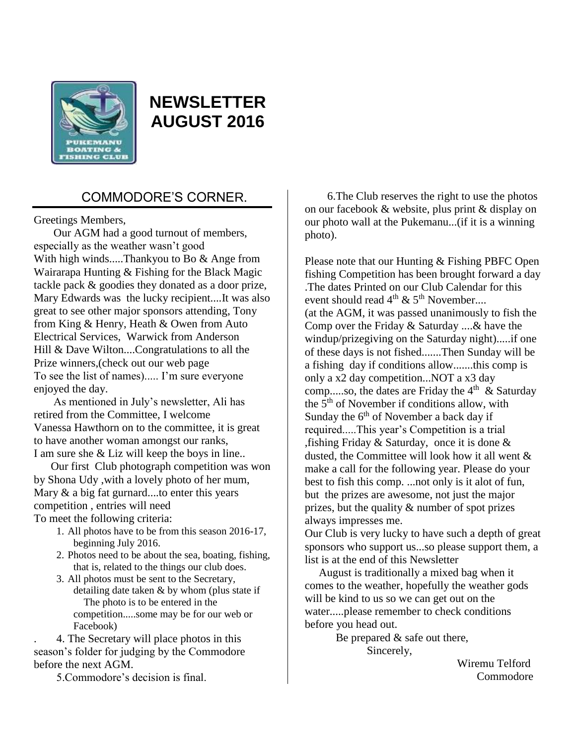# NEWSLETTER AUGUST 2016

## COMMODORE'S CORNER.

Greetings Members,

Our AGM had a good turnout of members, especially as the weather wasn't good With high winds.....Thankyou to Bo & Ange from Wairarapa Hunting & Fishing for the Black Magic tackle pack & goodies they donated as a door prize, Mary Edwards was the lucky recipient....It was also great to see other major sponsors attending, Tony from King & Henry, Heath & Owen from Auto Electrical Services, Warwick from Anderson Hill & Dave Wilton....Congratulations to all the Prize winners,(check out our web page To see the list of names)..... I'm sure everyone enjoyed the day.

As mentioned in July's newsletter, Ali has retired from the Committee, I welcome Vanessa Hawthorn on to the committee, it is great to have another woman amongst our ranks, I am sure she & Liz will keep the boys in line..

Our first Club photograph competition was won by Shona Udy ,with a lovely photo of her mum, Mary & a big fat gurnard....to enter this years competition , entries will need To meet the following criteria:

1. All photos have to be from this season 2016-17, beginning July 2016.
2. Photos need to be about the sea, boating, fishing, that is, related to the things our club does.
3. All photos must be sent to the Secretary, detailing date taken & by whom (plus state if The photo is to be entered in the competition.....some may be for our web or Facebook)
4. The Secretary will place photos in this season's folder for judging by the Commodore before the next AGM.
5. Commodore's decision is final.
6. The Club reserves the right to use the photos on our facebook & website, plus print & display on our photo wall at the Pukemanu...(if it is a winning photo).

Please note that our Hunting & Fishing PBFC Open fishing Competition has been brought forward a day .The dates Printed on our Club Calendar for this event should read 4th & 5th November.... (at the AGM, it was passed unanimously to fish the Comp over the Friday & Saturday ....& have the windup/prizegiving on the Saturday night).....if one of these days is not fished.......Then Sunday will be a fishing day if conditions allow.......this comp is only a x2 day competition...NOT a x3 day comp.....so, the dates are Friday the 4th & Saturday the 5th of November if conditions allow, with Sunday the 6th of November a back day if required.....This year's Competition is a trial ,fishing Friday & Saturday, once it is done & dusted, the Committee will look how it all went & make a call for the following year. Please do your best to fish this comp. ...not only is it alot of fun, but the prizes are awesome, not just the major prizes, but the quality & number of spot prizes always impresses me.

Our Club is very lucky to have such a depth of great sponsors who support us...so please support them, a list is at the end of this Newsletter

August is traditionally a mixed bag when it comes to the weather, hopefully the weather gods will be kind to us so we can get out on the water.....please remember to check conditions before you head out.

Be prepared & safe out there,

Sincerely,

Wiremu Telford
Commodore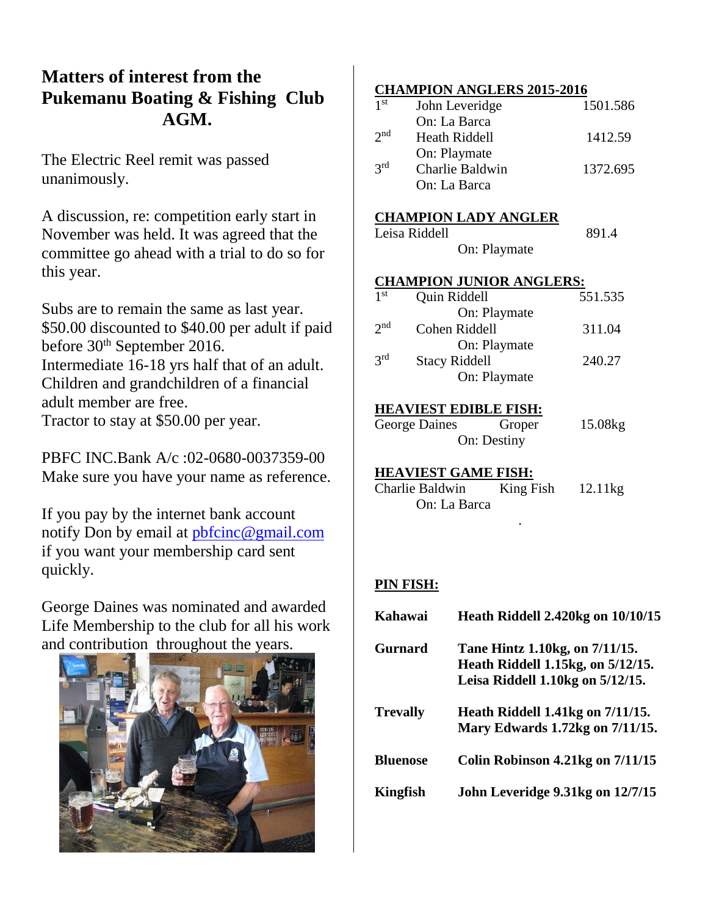# Matters of interest from the Pukemanu Boating & Fishing Club AGM.

The Electric Reel remit was passed unanimously.

A discussion, re: competition early start in November was held. It was agreed that the committee go ahead with a trial to do so for this year.

Subs are to remain the same as last year.
$50.00 discounted to $40.00 per adult if paid before 30th September 2016.
Intermediate 16-18 yrs half that of an adult.
Children and grandchildren of a financial adult member are free.
Tractor to stay at $50.00 per year.

PBFC INC.Bank A/c :02-0680-0037359-00
Make sure you have your name as reference.

If you pay by the internet bank account notify Don by email at pbfcinc@gmail.com if you want your membership card sent quickly.

George Daines was nominated and awarded Life Membership to the club for all his work and contribution throughout the years.

## CHAMPION ANGLERS 2015-2016

| | | |
|---|---|---|
| 1st | John Leveridge On: La Barca | 1501.586 |
| 2nd | Heath Riddell On: Playmate | 1412.59 |
| 3rd | Charlie Baldwin On: La Barca | 1372.695 |

## CHAMPION LADY ANGLER

| | |
|---|---|
| Leisa Riddell On: Playmate | 891.4 |

## CHAMPION JUNIOR ANGLERS:

| | | |
|---|---|---|
| 1st | Quin Riddell On: Playmate | 551.535 |
| 2nd | Cohen Riddell On: Playmate | 311.04 |
| 3rd | Stacy Riddell On: Playmate | 240.27 |

## HEAVIEST EDIBLE FISH:

| | | |
|---|---|---|
| George Daines On: Destiny | Groper | 15.08kg |

## HEAVIEST GAME FISH:

| | | |
|---|---|---|
| Charlie Baldwin On: La Barca | King Fish | 12.11kg |

## PIN FISH:

| | |
|---|---|
| **Kahawai** | **Heath Riddell 2.420kg on 10/10/15** |
| **Gurnard** | **Tane Hintz 1.10kg, on 7/11/15.**<br>**Heath Riddell 1.15kg, on 5/12/15.**<br>**Leisa Riddell 1.10kg on 5/12/15.** |
| **Trevally** | **Heath Riddell 1.41kg on 7/11/15.**<br>**Mary Edwards 1.72kg on 7/11/15.** |
| **Bluenose** | **Colin Robinson 4.21kg on 7/11/15** |
| **Kingfish** | **John Leveridge 9.31kg on 12/7/15** |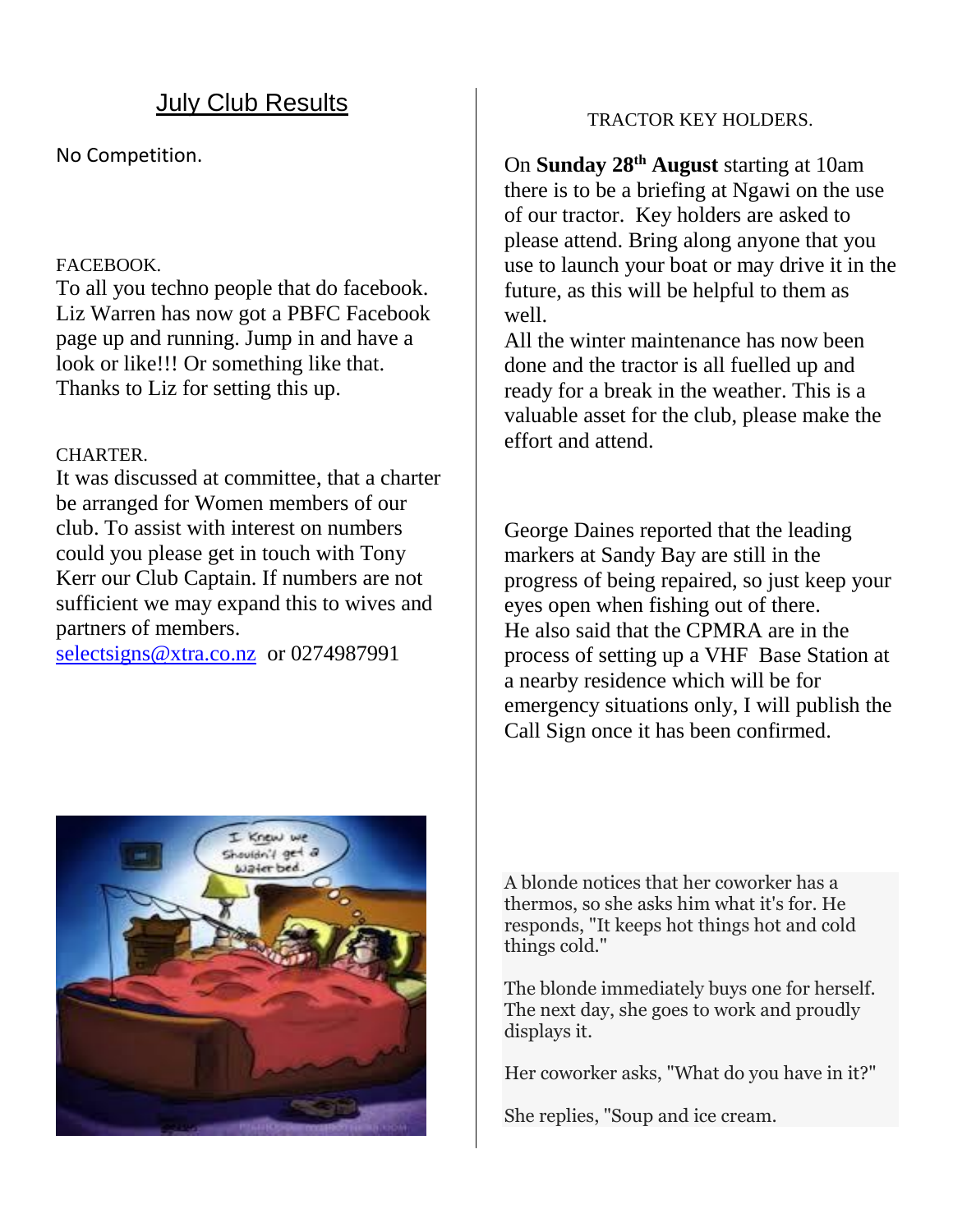## July Club Results

No Competition.

FACEBOOK.

To all you techno people that do facebook. Liz Warren has now got a PBFC Facebook page up and running. Jump in and have a look or like!!! Or something like that. Thanks to Liz for setting this up.

CHARTER.

It was discussed at committee, that a charter be arranged for Women members of our club. To assist with interest on numbers could you please get in touch with Tony Kerr our Club Captain. If numbers are not sufficient we may expand this to wives and partners of members.

selectsigns@xtra.co.nz or 0274987991

TRACTOR KEY HOLDERS.

On **Sunday 28th August** starting at 10am there is to be a briefing at Ngawi on the use of our tractor. Key holders are asked to please attend. Bring along anyone that you use to launch your boat or may drive it in the future, as this will be helpful to them as well.

All the winter maintenance has now been done and the tractor is all fuelled up and ready for a break in the weather. This is a valuable asset for the club, please make the effort and attend.

George Daines reported that the leading markers at Sandy Bay are still in the progress of being repaired, so just keep your eyes open when fishing out of there.

He also said that the CPMRA are in the process of setting up a VHF Base Station at a nearby residence which will be for emergency situations only, I will publish the Call Sign once it has been confirmed.

A blonde notices that her coworker has a thermos, so she asks him what it's for. He responds, "It keeps hot things hot and cold things cold."

The blonde immediately buys one for herself. The next day, she goes to work and proudly displays it.

Her coworker asks, "What do you have in it?"

She replies, "Soup and ice cream.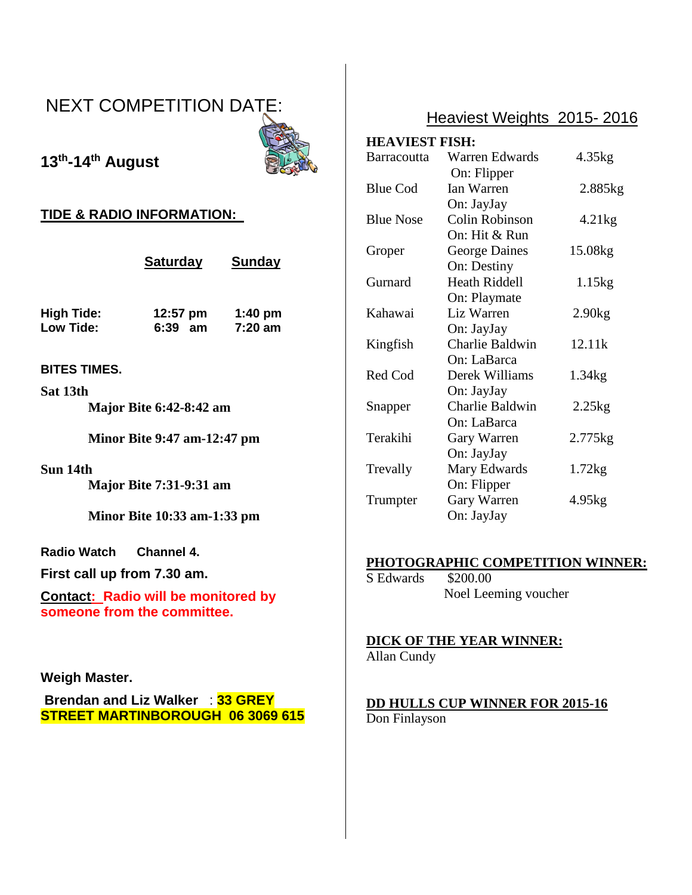# NEXT COMPETITION DATE:

**13th-14th August**

**TIDE & RADIO INFORMATION:**

| | Saturday | Sunday |
|---|---|---|
| **High Tide:** | 12:57 pm | 1:40 pm |
| **Low Tide:** | 6:39 am | 7:20 am |

**BITES TIMES.**

**Sat 13th**

**Major Bite 6:42-8:42 am**

**Minor Bite 9:47 am-12:47 pm**

**Sun 14th**

**Major Bite 7:31-9:31 am**

**Minor Bite 10:33 am-1:33 pm**

**Radio Watch Channel 4.**

**First call up from 7.30 am.**

**Contact: Radio will be monitored by someone from the committee.**

**Weigh Master.**

**Brendan and Liz Walker : 33 GREY STREET MARTINBOROUGH 06 3069 615**

## Heaviest Weights 2015- 2016

**HEAVIEST FISH:**

| | | |
|---|---|---|
| Barracoutta | Warren Edwards<br>On: Flipper | 4.35kg |
| Blue Cod | Ian Warren<br>On: JayJay | 2.885kg |
| Blue Nose | Colin Robinson<br>On: Hit & Run | 4.21kg |
| Groper | George Daines<br>On: Destiny | 15.08kg |
| Gurnard | Heath Riddell<br>On: Playmate | 1.15kg |
| Kahawai | Liz Warren<br>On: JayJay | 2.90kg |
| Kingfish | Charlie Baldwin<br>On: LaBarca | 12.11k |
| Red Cod | Derek Williams<br>On: JayJay | 1.34kg |
| Snapper | Charlie Baldwin<br>On: LaBarca | 2.25kg |
| Terakihi | Gary Warren<br>On: JayJay | 2.775kg |
| Trevally | Mary Edwards<br>On: Flipper | 1.72kg |
| Trumpter | Gary Warren<br>On: JayJay | 4.95kg |

**PHOTOGRAPHIC COMPETITION WINNER:**

S Edwards $200.00
Noel Leeming voucher

**DICK OF THE YEAR WINNER:**

Allan Cundy

**DD HULLS CUP WINNER FOR 2015-16**

Don Finlayson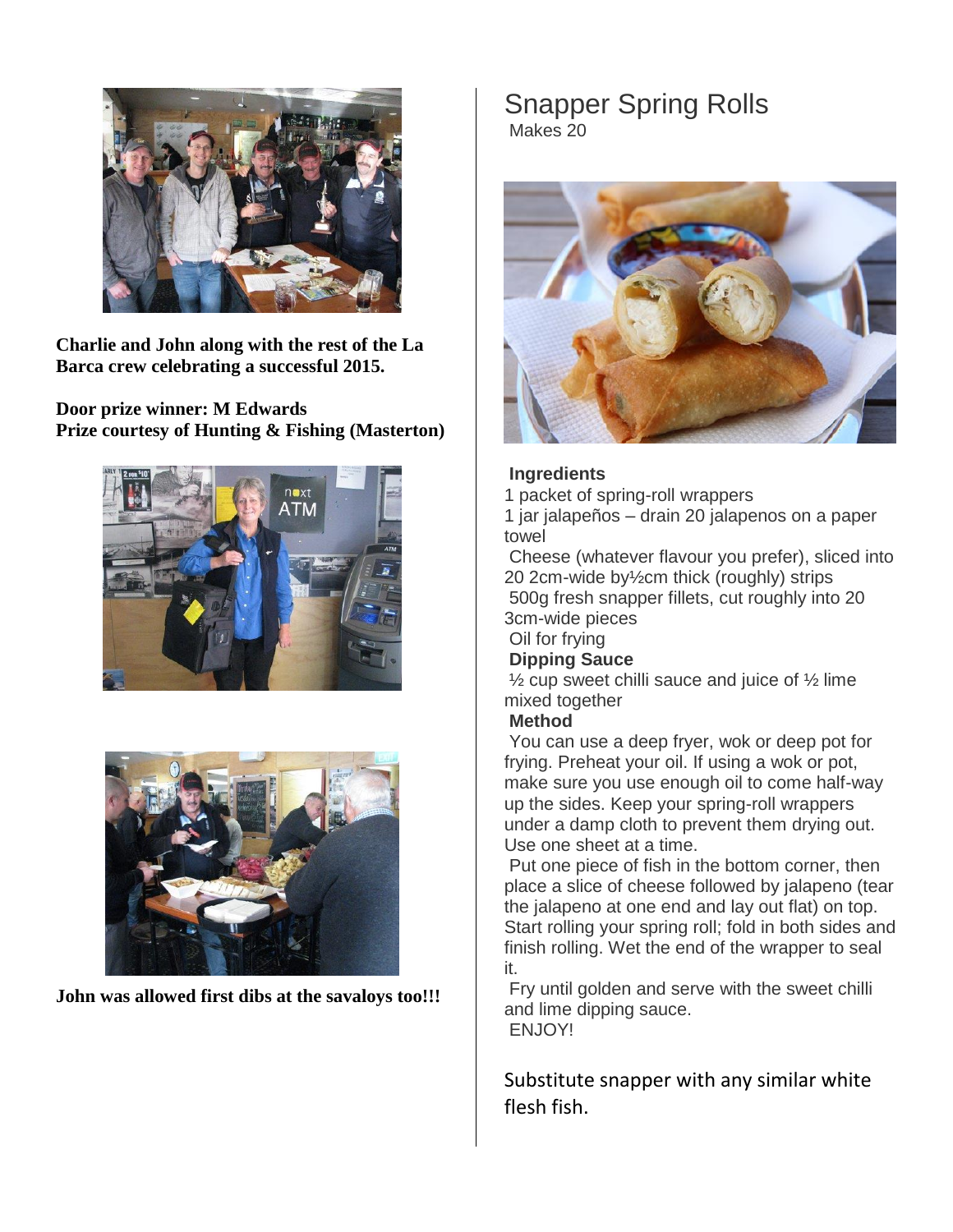**Charlie and John along with the rest of the La Barca crew celebrating a successful 2015.**

**Door prize winner: M Edwards**
**Prize courtesy of Hunting & Fishing (Masterton)**

**John was allowed first dibs at the savaloys too!!!**

# Snapper Spring Rolls

Makes 20

**Ingredients**

1 packet of spring-roll wrappers
1 jar jalapeños – drain 20 jalapenos on a paper towel
Cheese (whatever flavour you prefer), sliced into 20 2cm-wide by½cm thick (roughly) strips
500g fresh snapper fillets, cut roughly into 20 3cm-wide pieces
Oil for frying

**Dipping Sauce**

½ cup sweet chilli sauce and juice of ½ lime mixed together

**Method**

You can use a deep fryer, wok or deep pot for frying. Preheat your oil. If using a wok or pot, make sure you use enough oil to come half-way up the sides. Keep your spring-roll wrappers under a damp cloth to prevent them drying out. Use one sheet at a time.

Put one piece of fish in the bottom corner, then place a slice of cheese followed by jalapeno (tear the jalapeno at one end and lay out flat) on top. Start rolling your spring roll; fold in both sides and finish rolling. Wet the end of the wrapper to seal it.

Fry until golden and serve with the sweet chilli and lime dipping sauce.

ENJOY!

Substitute snapper with any similar white flesh fish.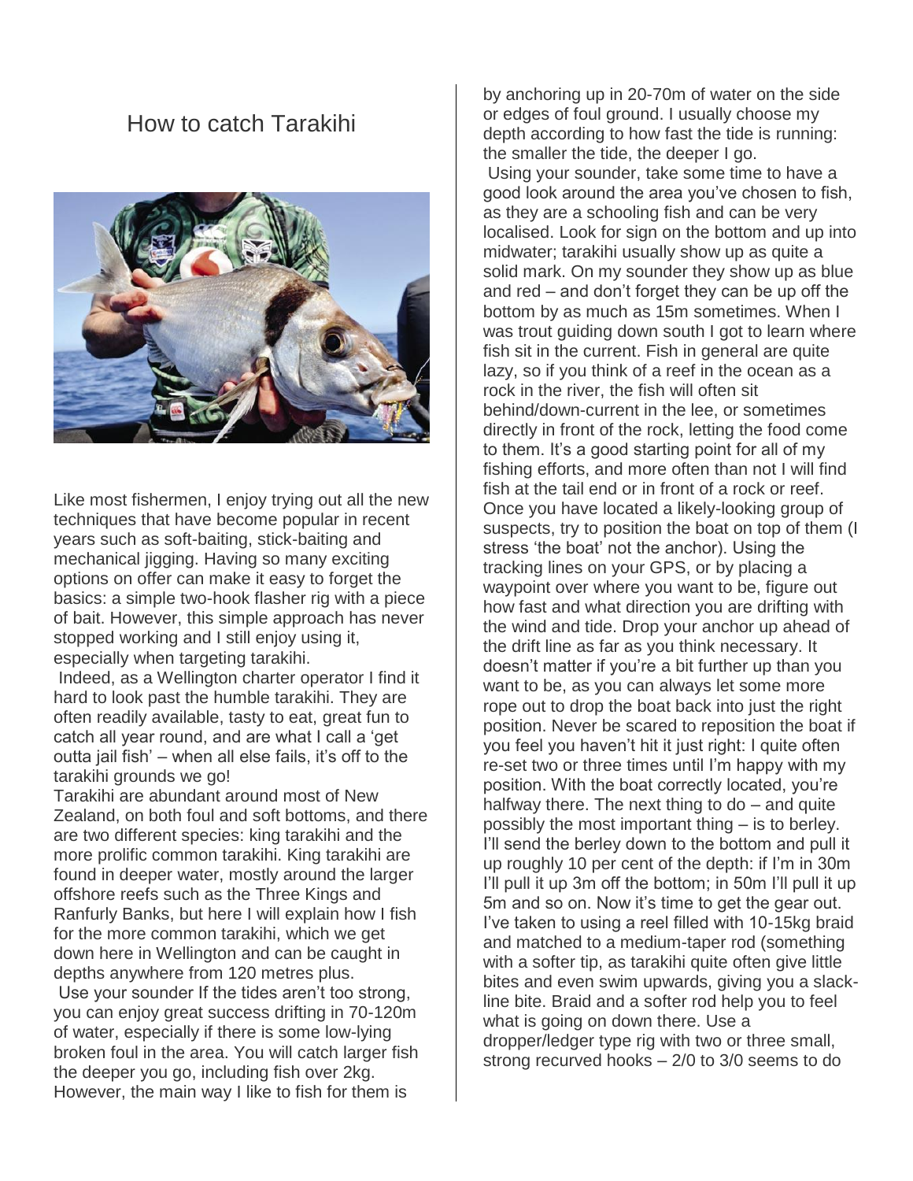# How to catch Tarakihi

Like most fishermen, I enjoy trying out all the new techniques that have become popular in recent years such as soft-baiting, stick-baiting and mechanical jigging. Having so many exciting options on offer can make it easy to forget the basics: a simple two-hook flasher rig with a piece of bait. However, this simple approach has never stopped working and I still enjoy using it, especially when targeting tarakihi.

Indeed, as a Wellington charter operator I find it hard to look past the humble tarakihi. They are often readily available, tasty to eat, great fun to catch all year round, and are what I call a 'get outta jail fish' – when all else fails, it's off to the tarakihi grounds we go!

Tarakihi are abundant around most of New Zealand, on both foul and soft bottoms, and there are two different species: king tarakihi and the more prolific common tarakihi. King tarakihi are found in deeper water, mostly around the larger offshore reefs such as the Three Kings and Ranfurly Banks, but here I will explain how I fish for the more common tarakihi, which we get down here in Wellington and can be caught in depths anywhere from 120 metres plus.

Use your sounder If the tides aren't too strong, you can enjoy great success drifting in 70-120m of water, especially if there is some low-lying broken foul in the area. You will catch larger fish the deeper you go, including fish over 2kg. However, the main way I like to fish for them is by anchoring up in 20-70m of water on the side or edges of foul ground. I usually choose my depth according to how fast the tide is running: the smaller the tide, the deeper I go.

Using your sounder, take some time to have a good look around the area you've chosen to fish, as they are a schooling fish and can be very localised. Look for sign on the bottom and up into midwater; tarakihi usually show up as quite a solid mark. On my sounder they show up as blue and red – and don't forget they can be up off the bottom by as much as 15m sometimes. When I was trout guiding down south I got to learn where fish sit in the current. Fish in general are quite lazy, so if you think of a reef in the ocean as a rock in the river, the fish will often sit behind/down-current in the lee, or sometimes directly in front of the rock, letting the food come to them. It's a good starting point for all of my fishing efforts, and more often than not I will find fish at the tail end or in front of a rock or reef. Once you have located a likely-looking group of suspects, try to position the boat on top of them (I stress 'the boat' not the anchor). Using the tracking lines on your GPS, or by placing a waypoint over where you want to be, figure out how fast and what direction you are drifting with the wind and tide. Drop your anchor up ahead of the drift line as far as you think necessary. It doesn't matter if you're a bit further up than you want to be, as you can always let some more rope out to drop the boat back into just the right position. Never be scared to reposition the boat if you feel you haven't hit it just right: I quite often re-set two or three times until I'm happy with my position. With the boat correctly located, you're halfway there. The next thing to do – and quite possibly the most important thing – is to berley. I'll send the berley down to the bottom and pull it up roughly 10 per cent of the depth: if I'm in 30m I'll pull it up 3m off the bottom; in 50m I'll pull it up 5m and so on. Now it's time to get the gear out. I've taken to using a reel filled with 10-15kg braid and matched to a medium-taper rod (something with a softer tip, as tarakihi quite often give little bites and even swim upwards, giving you a slack-line bite. Braid and a softer rod help you to feel what is going on down there. Use a dropper/ledger type rig with two or three small, strong recurved hooks – 2/0 to 3/0 seems to do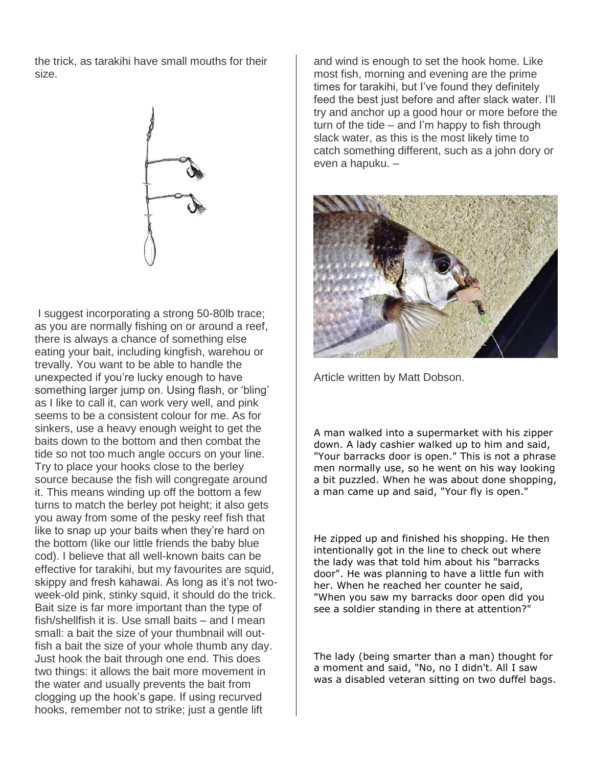the trick, as tarakihi have small mouths for their size.

I suggest incorporating a strong 50-80lb trace; as you are normally fishing on or around a reef, there is always a chance of something else eating your bait, including kingfish, warehou or trevally. You want to be able to handle the unexpected if you're lucky enough to have something larger jump on. Using flash, or 'bling' as I like to call it, can work very well, and pink seems to be a consistent colour for me. As for sinkers, use a heavy enough weight to get the baits down to the bottom and then combat the tide so not too much angle occurs on your line. Try to place your hooks close to the berley source because the fish will congregate around it. This means winding up off the bottom a few turns to match the berley pot height; it also gets you away from some of the pesky reef fish that like to snap up your baits when they're hard on the bottom (like our little friends the baby blue cod). I believe that all well-known baits can be effective for tarakihi, but my favourites are squid, skippy and fresh kahawai. As long as it's not two-week-old pink, stinky squid, it should do the trick. Bait size is far more important than the type of fish/shellfish it is. Use small baits – and I mean small: a bait the size of your thumbnail will out-fish a bait the size of your whole thumb any day. Just hook the bait through one end. This does two things: it allows the bait more movement in the water and usually prevents the bait from clogging up the hook's gape. If using recurved hooks, remember not to strike; just a gentle lift and wind is enough to set the hook home. Like most fish, morning and evening are the prime times for tarakihi, but I've found they definitely feed the best just before and after slack water. I'll try and anchor up a good hour or more before the turn of the tide – and I'm happy to fish through slack water, as this is the most likely time to catch something different, such as a john dory or even a hapuku. –

Article written by Matt Dobson.

A man walked into a supermarket with his zipper down. A lady cashier walked up to him and said, "Your barracks door is open." This is not a phrase men normally use, so he went on his way looking a bit puzzled. When he was about done shopping, a man came up and said, "Your fly is open."

He zipped up and finished his shopping. He then intentionally got in the line to check out where the lady was that told him about his "barracks door". He was planning to have a little fun with her. When he reached her counter he said, "When you saw my barracks door open did you see a soldier standing in there at attention?"

The lady (being smarter than a man) thought for a moment and said, "No, no I didn't. All I saw was a disabled veteran sitting on two duffel bags.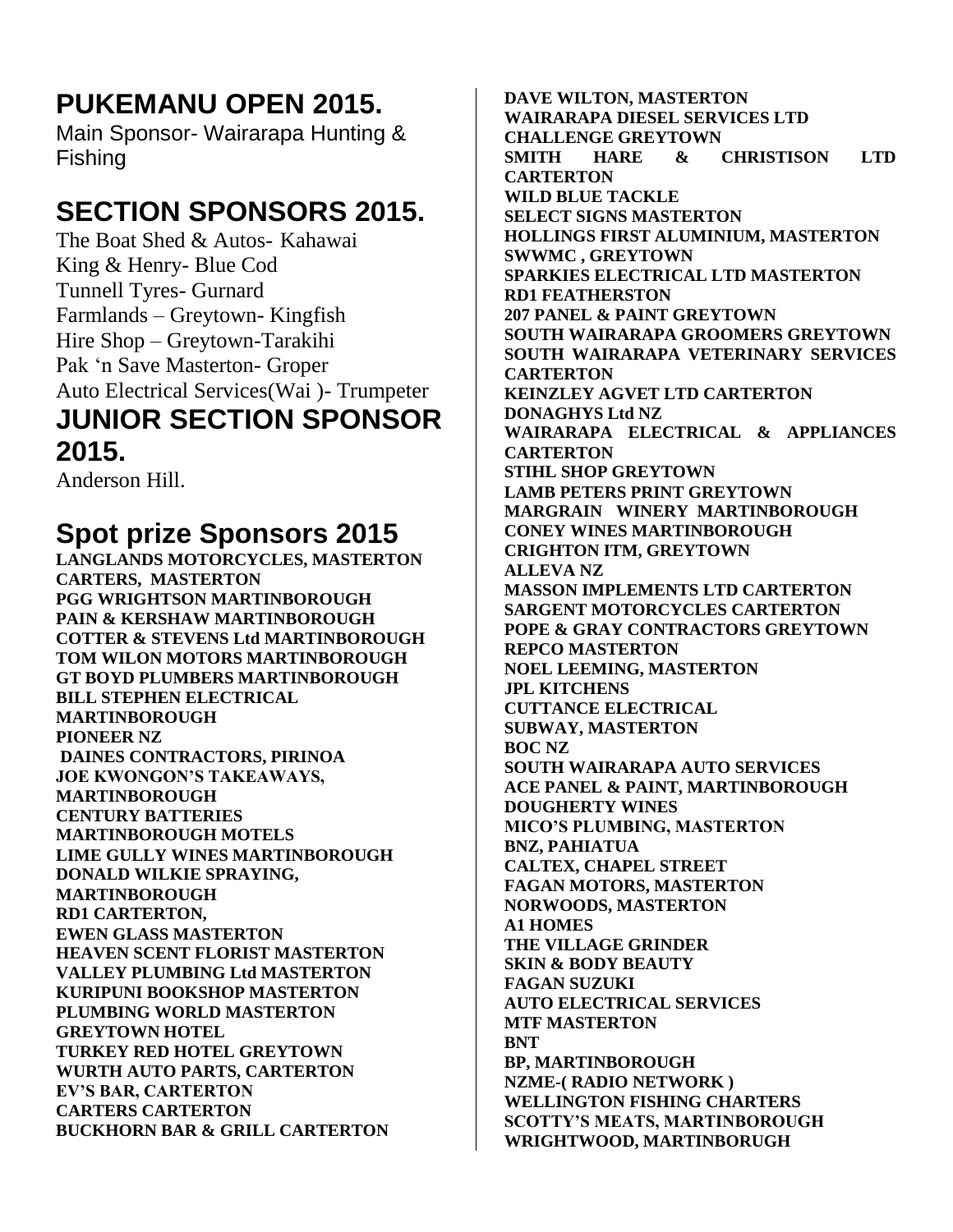## PUKEMANU OPEN 2015.

Main Sponsor- Wairarapa Hunting & Fishing

## SECTION SPONSORS 2015.

The Boat Shed & Autos- Kahawai
King & Henry- Blue Cod
Tunnell Tyres- Gurnard
Farmlands – Greytown- Kingfish
Hire Shop – Greytown-Tarakihi
Pak 'n Save Masterton- Groper
Auto Electrical Services(Wai )- Trumpeter

## JUNIOR SECTION SPONSOR 2015.

Anderson Hill.

## Spot prize Sponsors 2015

**LANGLANDS MOTORCYCLES, MASTERTON**
**CARTERS, MASTERTON**
**PGG WRIGHTSON MARTINBOROUGH**
**PAIN & KERSHAW MARTINBOROUGH**
**COTTER & STEVENS Ltd MARTINBOROUGH**
**TOM WILON MOTORS MARTINBOROUGH**
**GT BOYD PLUMBERS MARTINBOROUGH**
**BILL STEPHEN ELECTRICAL MARTINBOROUGH**
**PIONEER NZ**
**DAINES CONTRACTORS, PIRINOA**
**JOE KWONGON'S TAKEAWAYS, MARTINBOROUGH**
**CENTURY BATTERIES**
**MARTINBOROUGH MOTELS**
**LIME GULLY WINES MARTINBOROUGH**
**DONALD WILKIE SPRAYING, MARTINBOROUGH**
**RD1 CARTERTON,**
**EWEN GLASS MASTERTON**
**HEAVEN SCENT FLORIST MASTERTON**
**VALLEY PLUMBING Ltd MASTERTON**
**KURIPUNI BOOKSHOP MASTERTON**
**PLUMBING WORLD MASTERTON**
**GREYTOWN HOTEL**
**TURKEY RED HOTEL GREYTOWN**
**WURTH AUTO PARTS, CARTERTON**
**EV'S BAR, CARTERTON**
**CARTERS CARTERTON**
**BUCKHORN BAR & GRILL CARTERTON**
**DAVE WILTON, MASTERTON**
**WAIRARAPA DIESEL SERVICES LTD**
**CHALLENGE GREYTOWN**
**SMITH HARE & CHRISTISON LTD CARTERTON**
**WILD BLUE TACKLE**
**SELECT SIGNS MASTERTON**
**HOLLINGS FIRST ALUMINIUM, MASTERTON**
**SWWMC , GREYTOWN**
**SPARKIES ELECTRICAL LTD MASTERTON**
**RD1 FEATHERSTON**
**207 PANEL & PAINT GREYTOWN**
**SOUTH WAIRARAPA GROOMERS GREYTOWN**
**SOUTH WAIRARAPA VETERINARY SERVICES CARTERTON**
**KEINZLEY AGVET LTD CARTERTON**
**DONAGHYS Ltd NZ**
**WAIRARAPA ELECTRICAL & APPLIANCES CARTERTON**
**STIHL SHOP GREYTOWN**
**LAMB PETERS PRINT GREYTOWN**
**MARGRAIN WINERY MARTINBOROUGH**
**CONEY WINES MARTINBOROUGH**
**CRIGHTON ITM, GREYTOWN**
**ALLEVA NZ**
**MASSON IMPLEMENTS LTD CARTERTON**
**SARGENT MOTORCYCLES CARTERTON**
**POPE & GRAY CONTRACTORS GREYTOWN**
**REPCO MASTERTON**
**NOEL LEEMING, MASTERTON**
**JPL KITCHENS**
**CUTTANCE ELECTRICAL**
**SUBWAY, MASTERTON**
**BOC NZ**
**SOUTH WAIRARAPA AUTO SERVICES**
**ACE PANEL & PAINT, MARTINBOROUGH**
**DOUGHERTY WINES**
**MICO'S PLUMBING, MASTERTON**
**BNZ, PAHIATUA**
**CALTEX, CHAPEL STREET**
**FAGAN MOTORS, MASTERTON**
**NORWOODS, MASTERTON**
**A1 HOMES**
**THE VILLAGE GRINDER**
**SKIN & BODY BEAUTY**
**FAGAN SUZUKI**
**AUTO ELECTRICAL SERVICES**
**MTF MASTERTON**
**BNT**
**BP, MARTINBOROUGH**
**NZME-( RADIO NETWORK )**
**WELLINGTON FISHING CHARTERS**
**SCOTTY'S MEATS, MARTINBOROUGH**
**WRIGHTWOOD, MARTINBORUGH**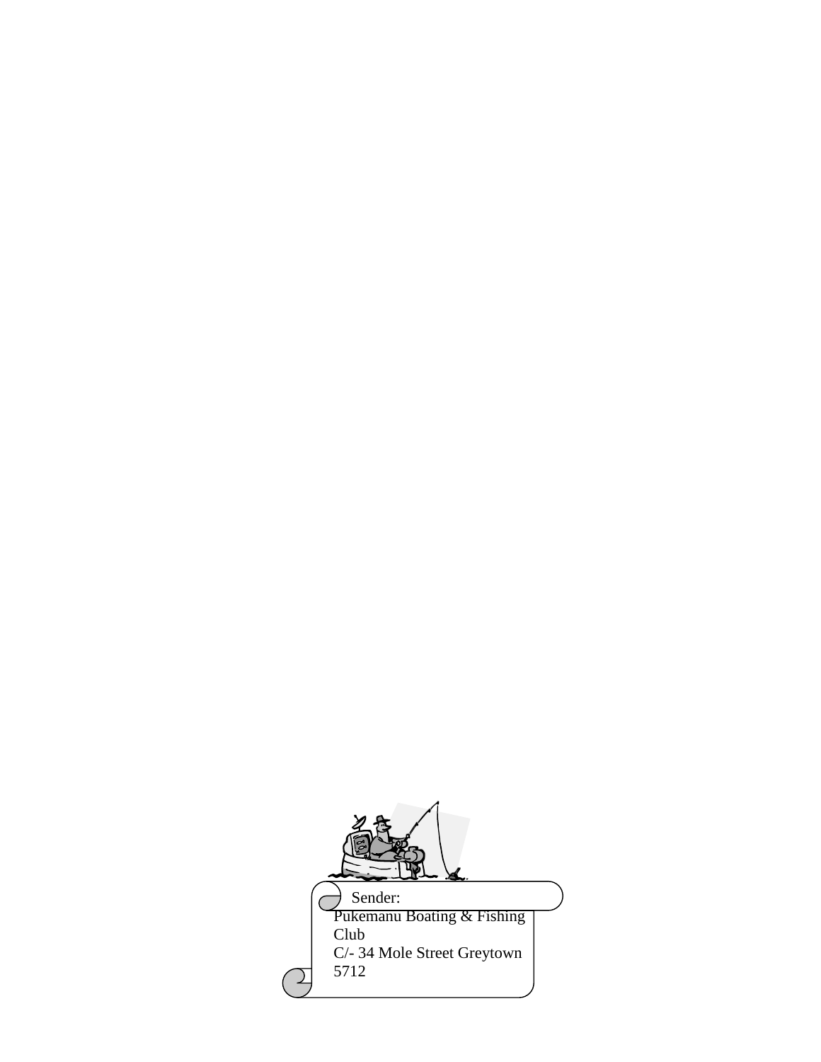Sender:
Pukemanu Boating & Fishing Club
C/- 34 Mole Street Greytown
5712